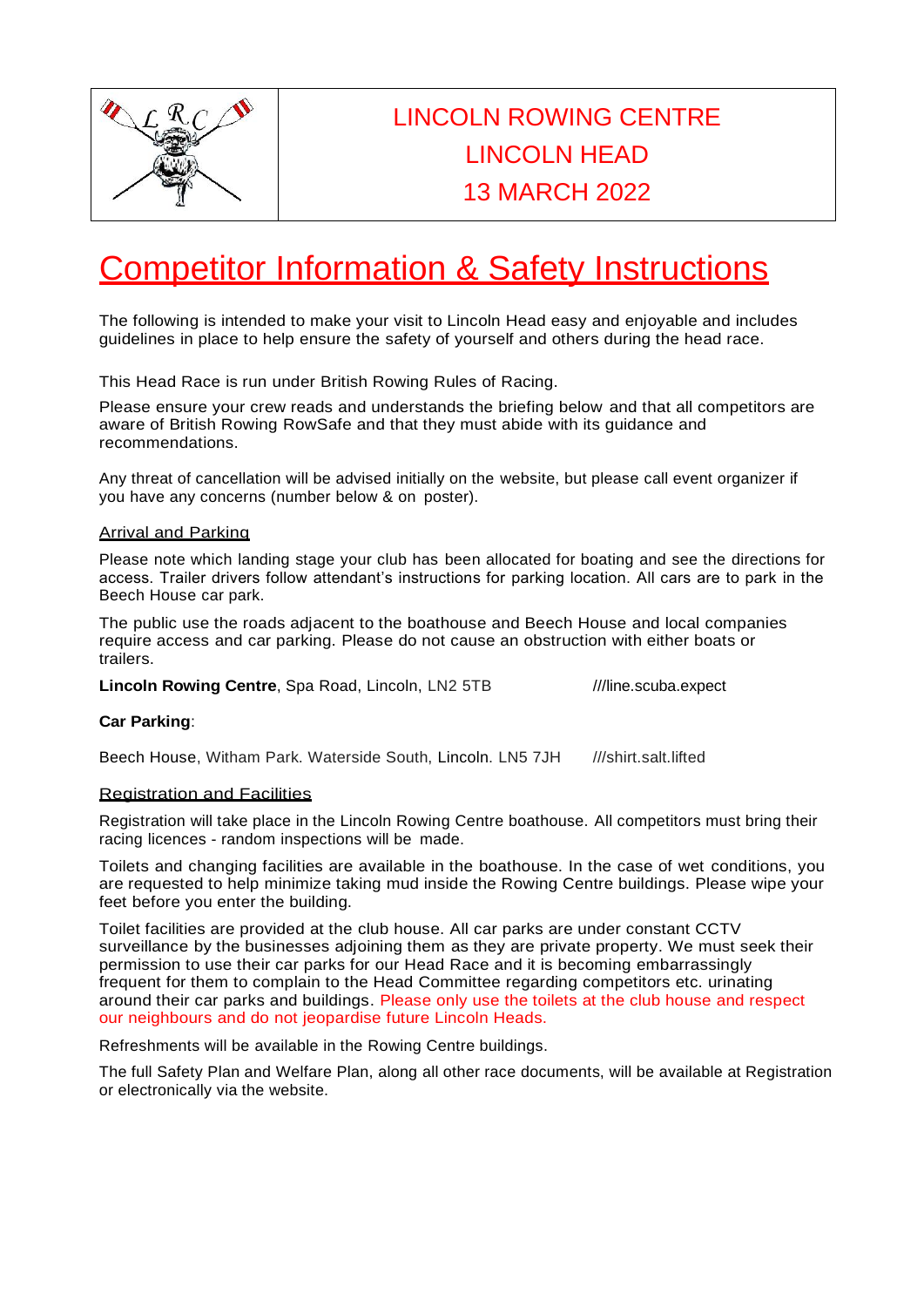LINCOLN ROWING CENTRE

LINCOLN HEAD

13 MARCH 2022

# Competitor Information & Safety Instructions

The following is intended to make your visit to Lincoln Head easy and enjoyable and includes guidelines in place to help ensure the safety of yourself and others during the head race.

This Head Race is run under British Rowing Rules of Racing.

Please ensure your crew reads and understands the briefing below and that all competitors are aware of British Rowing RowSafe and that they must abide with its guidance and recommendations.

Any threat of cancellation will be advised initially on the website, but please call event organizer if you have any concerns (number below & on poster).

## Arrival and Parking

Please note which landing stage your club has been allocated for boating and see the directions for access. Trailer drivers follow attendant's instructions for parking location. All cars are to park in the Beech House car park.

The public use the roads adjacent to the boathouse and Beech House and local companies require access and car parking. Please do not cause an obstruction with either boats or trailers.

**Lincoln Rowing Centre**, Spa Road, Lincoln, LN2 5TB ///line.scuba.expect

**Car Parking**:

Beech House, Witham Park. Waterside South, Lincoln. LN5 7JH ///shirt.salt.lifted

## Registration and Facilities

Registration will take place in the Lincoln Rowing Centre boathouse. All competitors must bring their racing licences - random inspections will be made.

Toilets and changing facilities are available in the boathouse. In the case of wet conditions, you are requested to help minimize taking mud inside the Rowing Centre buildings. Please wipe your feet before you enter the building.

Toilet facilities are provided at the club house. All car parks are under constant CCTV surveillance by the businesses adjoining them as they are private property. We must seek their permission to use their car parks for our Head Race and it is becoming embarrassingly frequent for them to complain to the Head Committee regarding competitors etc. urinating around their car parks and buildings. Please only use the toilets at the club house and respect our neighbours and do not jeopardise future Lincoln Heads.

Refreshments will be available in the Rowing Centre buildings.

The full Safety Plan and Welfare Plan, along all other race documents, will be available at Registration or electronically via the website.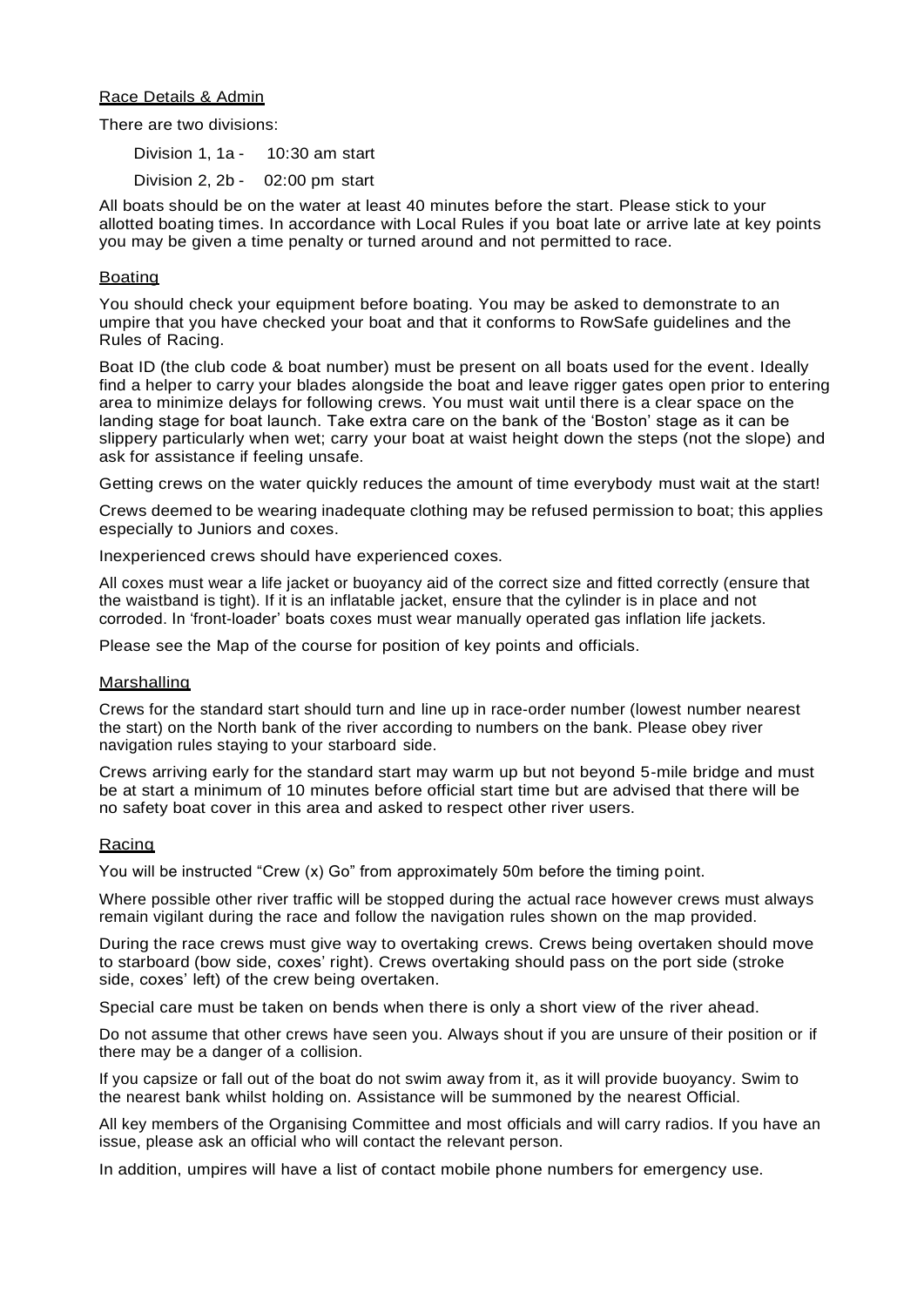## Race Details & Admin

There are two divisions:

Division 1, 1a - 10:30 am start

Division 2, 2b - 02:00 pm start

All boats should be on the water at least 40 minutes before the start. Please stick to your allotted boating times. In accordance with Local Rules if you boat late or arrive late at key points you may be given a time penalty or turned around and not permitted to race.

## Boating

You should check your equipment before boating. You may be asked to demonstrate to an umpire that you have checked your boat and that it conforms to RowSafe guidelines and the Rules of Racing.

Boat ID (the club code & boat number) must be present on all boats used for the event. Ideally find a helper to carry your blades alongside the boat and leave rigger gates open prior to entering area to minimize delays for following crews. You must wait until there is a clear space on the landing stage for boat launch. Take extra care on the bank of the 'Boston' stage as it can be slippery particularly when wet; carry your boat at waist height down the steps (not the slope) and ask for assistance if feeling unsafe.

Getting crews on the water quickly reduces the amount of time everybody must wait at the start!

Crews deemed to be wearing inadequate clothing may be refused permission to boat; this applies especially to Juniors and coxes.

Inexperienced crews should have experienced coxes.

All coxes must wear a life jacket or buoyancy aid of the correct size and fitted correctly (ensure that the waistband is tight). If it is an inflatable jacket, ensure that the cylinder is in place and not corroded. In 'front-loader' boats coxes must wear manually operated gas inflation life jackets.

Please see the Map of the course for position of key points and officials.

## Marshalling

Crews for the standard start should turn and line up in race-order number (lowest number nearest the start) on the North bank of the river according to numbers on the bank. Please obey river navigation rules staying to your starboard side.

Crews arriving early for the standard start may warm up but not beyond 5-mile bridge and must be at start a minimum of 10 minutes before official start time but are advised that there will be no safety boat cover in this area and asked to respect other river users.

## Racing

You will be instructed "Crew (x) Go" from approximately 50m before the timing point.

Where possible other river traffic will be stopped during the actual race however crews must always remain vigilant during the race and follow the navigation rules shown on the map provided.

During the race crews must give way to overtaking crews. Crews being overtaken should move to starboard (bow side, coxes' right). Crews overtaking should pass on the port side (stroke side, coxes' left) of the crew being overtaken.

Special care must be taken on bends when there is only a short view of the river ahead.

Do not assume that other crews have seen you. Always shout if you are unsure of their position or if there may be a danger of a collision.

If you capsize or fall out of the boat do not swim away from it, as it will provide buoyancy. Swim to the nearest bank whilst holding on. Assistance will be summoned by the nearest Official.

All key members of the Organising Committee and most officials and will carry radios. If you have an issue, please ask an official who will contact the relevant person.

In addition, umpires will have a list of contact mobile phone numbers for emergency use.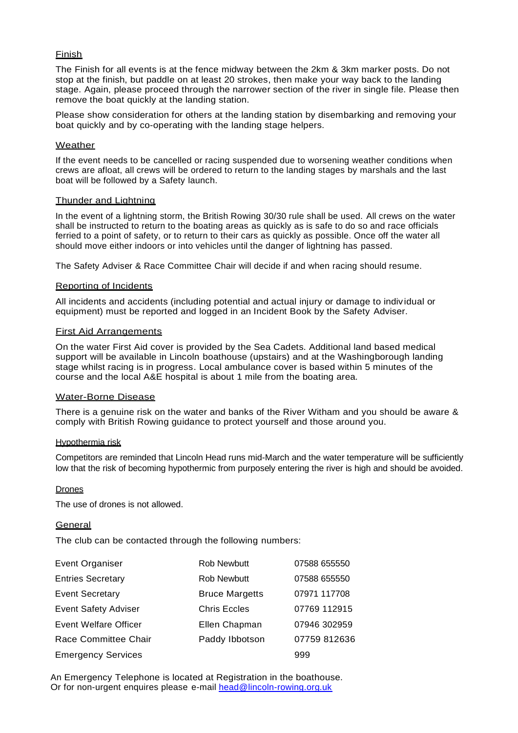## Finish

The Finish for all events is at the fence midway between the 2km & 3km marker posts. Do not stop at the finish, but paddle on at least 20 strokes, then make your way back to the landing stage. Again, please proceed through the narrower section of the river in single file. Please then remove the boat quickly at the landing station.

Please show consideration for others at the landing station by disembarking and removing your boat quickly and by co-operating with the landing stage helpers.

## Weather

If the event needs to be cancelled or racing suspended due to worsening weather conditions when crews are afloat, all crews will be ordered to return to the landing stages by marshals and the last boat will be followed by a Safety launch.

## Thunder and Lightning

In the event of a lightning storm, the British Rowing 30/30 rule shall be used. All crews on the water shall be instructed to return to the boating areas as quickly as is safe to do so and race officials ferried to a point of safety, or to return to their cars as quickly as possible. Once off the water all should move either indoors or into vehicles until the danger of lightning has passed.

The Safety Adviser & Race Committee Chair will decide if and when racing should resume.

## Reporting of Incidents

All incidents and accidents (including potential and actual injury or damage to individual or equipment) must be reported and logged in an Incident Book by the Safety Adviser.

## First Aid Arrangements

On the water First Aid cover is provided by the Sea Cadets. Additional land based medical support will be available in Lincoln boathouse (upstairs) and at the Washingborough landing stage whilst racing is in progress. Local ambulance cover is based within 5 minutes of the course and the local A&E hospital is about 1 mile from the boating area.

## Water-Borne Disease

There is a genuine risk on the water and banks of the River Witham and you should be aware & comply with British Rowing guidance to protect yourself and those around you.

## Hypothermia risk

Competitors are reminded that Lincoln Head runs mid-March and the water temperature will be sufficiently low that the risk of becoming hypothermic from purposely entering the river is high and should be avoided.

## Drones

The use of drones is not allowed.

## General

The club can be contacted through the following numbers:

| Role | Name | Number |
|---|---|---|
| Event Organiser | Rob Newbutt | 07588 655550 |
| Entries Secretary | Rob Newbutt | 07588 655550 |
| Event Secretary | Bruce Margetts | 07971 117708 |
| Event Safety Adviser | Chris Eccles | 07769 112915 |
| Event Welfare Officer | Ellen Chapman | 07946 302959 |
| Race Committee Chair | Paddy Ibbotson | 07759 812636 |
| Emergency Services | | 999 |

An Emergency Telephone is located at Registration in the boathouse.
Or for non-urgent enquires please e-mail head@lincoln-rowing.org.uk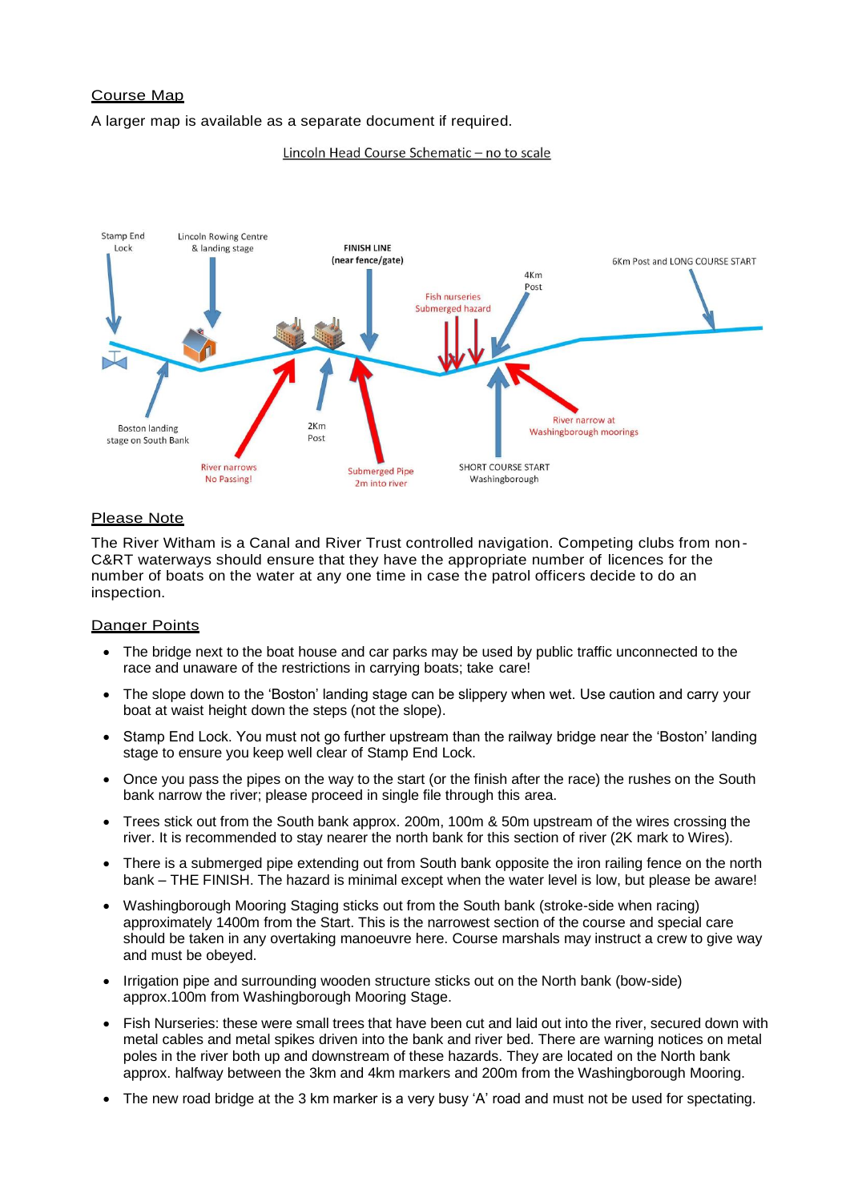## Course Map

A larger map is available as a separate document if required.

Lincoln Head Course Schematic – no to scale

Stamp End Lock

Lincoln Rowing Centre & landing stage

FINISH LINE (near fence/gate)

6Km Post and LONG COURSE START

4Km Post

Fish nurseries Submerged hazard

Boston landing stage on South Bank

2Km Post

River narrow at Washingborough moorings

River narrows No Passing!

Submerged Pipe 2m into river

SHORT COURSE START Washingborough

## Please Note

The River Witham is a Canal and River Trust controlled navigation. Competing clubs from non-C&RT waterways should ensure that they have the appropriate number of licences for the number of boats on the water at any one time in case the patrol officers decide to do an inspection.

## Danger Points

- The bridge next to the boat house and car parks may be used by public traffic unconnected to the race and unaware of the restrictions in carrying boats; take care!
- The slope down to the 'Boston' landing stage can be slippery when wet. Use caution and carry your boat at waist height down the steps (not the slope).
- Stamp End Lock. You must not go further upstream than the railway bridge near the 'Boston' landing stage to ensure you keep well clear of Stamp End Lock.
- Once you pass the pipes on the way to the start (or the finish after the race) the rushes on the South bank narrow the river; please proceed in single file through this area.
- Trees stick out from the South bank approx. 200m, 100m & 50m upstream of the wires crossing the river. It is recommended to stay nearer the north bank for this section of river (2K mark to Wires).
- There is a submerged pipe extending out from South bank opposite the iron railing fence on the north bank – THE FINISH. The hazard is minimal except when the water level is low, but please be aware!
- Washingborough Mooring Staging sticks out from the South bank (stroke-side when racing) approximately 1400m from the Start. This is the narrowest section of the course and special care should be taken in any overtaking manoeuvre here. Course marshals may instruct a crew to give way and must be obeyed.
- Irrigation pipe and surrounding wooden structure sticks out on the North bank (bow-side) approx.100m from Washingborough Mooring Stage.
- Fish Nurseries: these were small trees that have been cut and laid out into the river, secured down with metal cables and metal spikes driven into the bank and river bed. There are warning notices on metal poles in the river both up and downstream of these hazards. They are located on the North bank approx. halfway between the 3km and 4km markers and 200m from the Washingborough Mooring.
- The new road bridge at the 3 km marker is a very busy 'A' road and must not be used for spectating.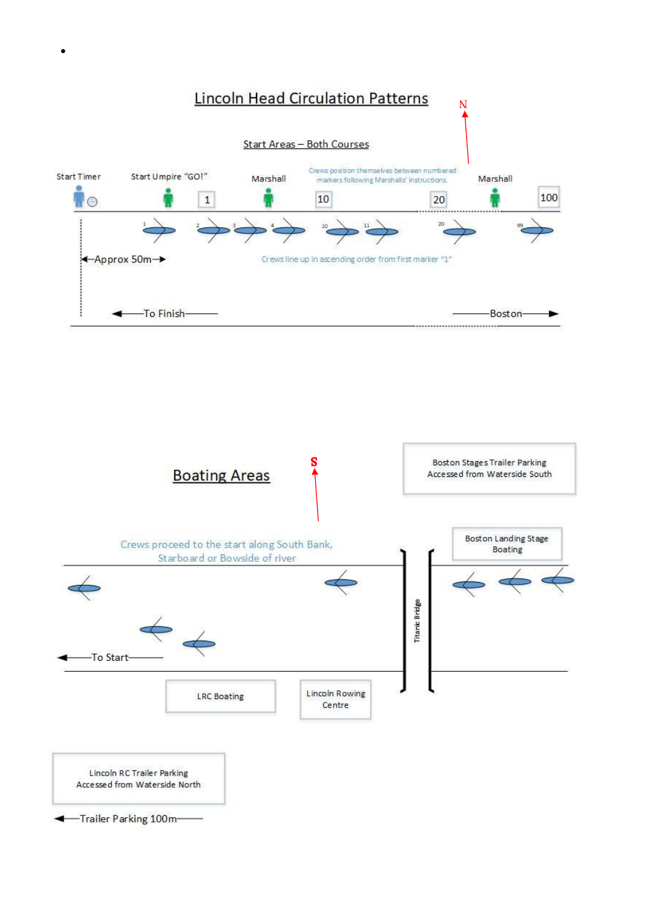# Lincoln Head Circulation Patterns

## Start Areas – Both Courses

N

Start Timer

Start Umpire "GO!"

1

Marshall

10

Crews position themselves between numbered markers following Marshalls' instructions.

20

Marshall

100

1 2 3 4 10 11 20 99

←Approx 50m→

Crews line up in ascending order from first marker "1"

←To Finish

Boston→

## Boating Areas

S

Boston Stages Trailer Parking
Accessed from Waterside South

Boston Landing Stage
Boating

Crews proceed to the start along South Bank,
Starboard or Bowside of river

Titanic Bridge

←To Start

LRC Boating

Lincoln Rowing
Centre

Lincoln RC Trailer Parking
Accessed from Waterside North

←Trailer Parking 100m